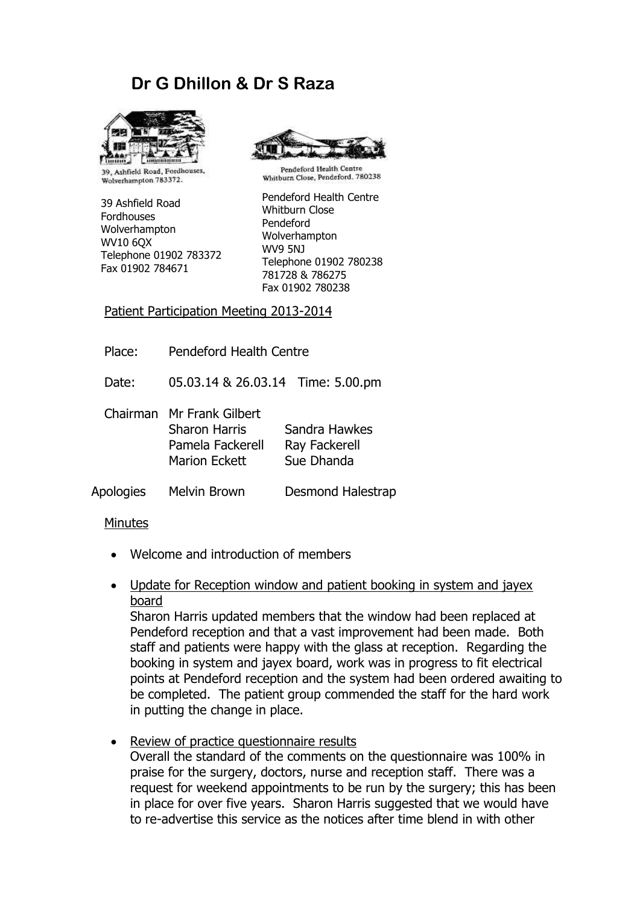# Dr G Dhillon & Dr S Raza

39, Ashfield Road, Fordhouses, Wolverhampton 783372.

Pendeford Health Centre Whitburn Close, Pendeford. 780238

39 Ashfield Road
Fordhouses
Wolverhampton
WV10 6QX
Telephone 01902 783372
Fax 01902 784671

Pendeford Health Centre
Whitburn Close
Pendeford
Wolverhampton
WV9 5NJ
Telephone 01902 780238
781728 & 786275
Fax 01902 780238

Patient Participation Meeting 2013-2014

Place: Pendeford Health Centre

Date: 05.03.14 & 26.03.14 Time: 5.00.pm

| Chairman | Mr Frank Gilbert | |
|---|---|---|
| | Sharon Harris | Sandra Hawkes |
| | Pamela Fackerell | Ray Fackerell |
| | Marion Eckett | Sue Dhanda |
| Apologies | Melvin Brown | Desmond Halestrap |

Minutes

- Welcome and introduction of members
- Update for Reception window and patient booking in system and jayex board
  Sharon Harris updated members that the window had been replaced at Pendeford reception and that a vast improvement had been made. Both staff and patients were happy with the glass at reception. Regarding the booking in system and jayex board, work was in progress to fit electrical points at Pendeford reception and the system had been ordered awaiting to be completed. The patient group commended the staff for the hard work in putting the change in place.
- Review of practice questionnaire results
  Overall the standard of the comments on the questionnaire was 100% in praise for the surgery, doctors, nurse and reception staff. There was a request for weekend appointments to be run by the surgery; this has been in place for over five years. Sharon Harris suggested that we would have to re-advertise this service as the notices after time blend in with other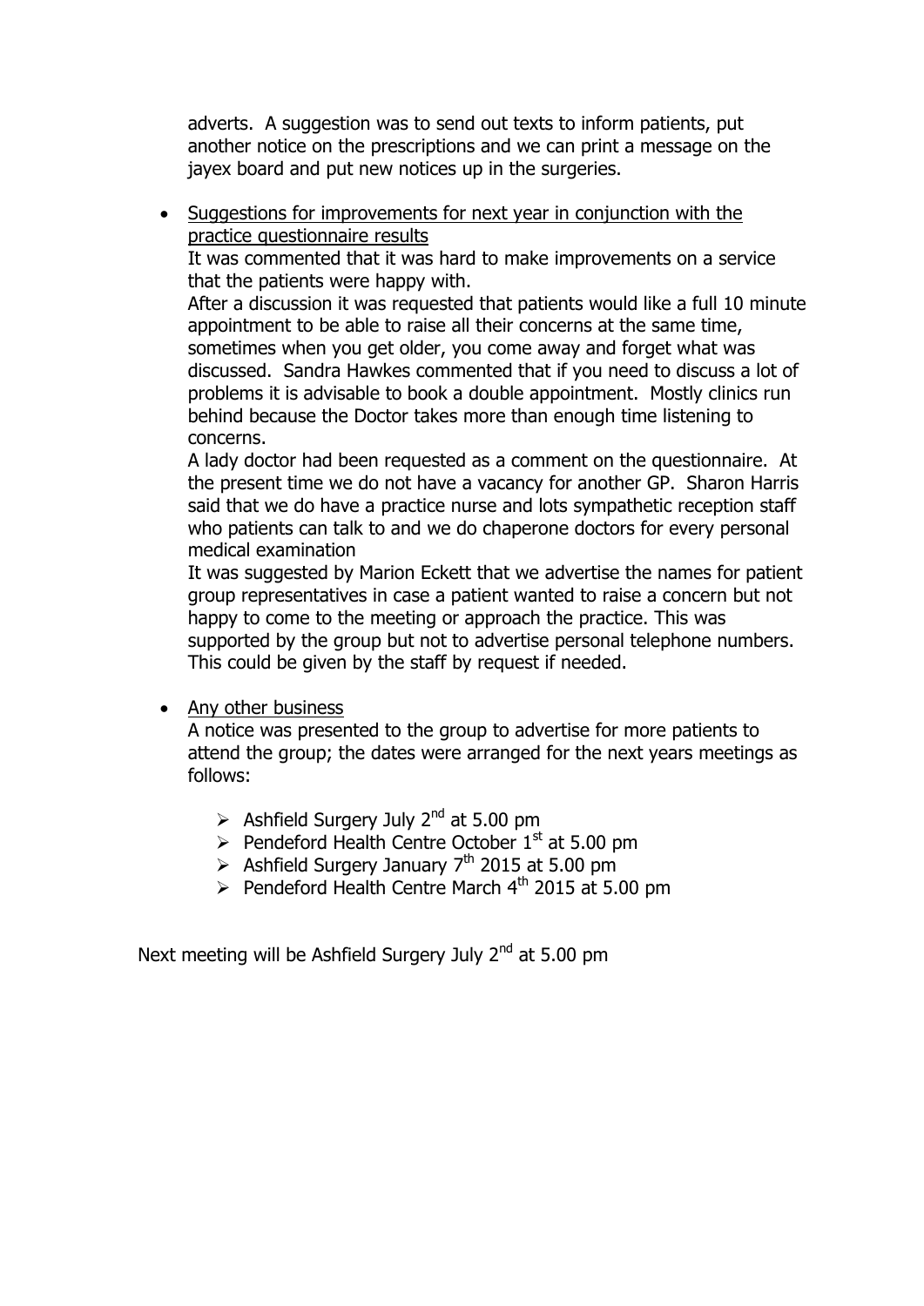adverts. A suggestion was to send out texts to inform patients, put another notice on the prescriptions and we can print a message on the jayex board and put new notices up in the surgeries.

- Suggestions for improvements for next year in conjunction with the practice questionnaire results

  It was commented that it was hard to make improvements on a service that the patients were happy with.

  After a discussion it was requested that patients would like a full 10 minute appointment to be able to raise all their concerns at the same time, sometimes when you get older, you come away and forget what was discussed. Sandra Hawkes commented that if you need to discuss a lot of problems it is advisable to book a double appointment. Mostly clinics run behind because the Doctor takes more than enough time listening to concerns.

  A lady doctor had been requested as a comment on the questionnaire. At the present time we do not have a vacancy for another GP. Sharon Harris said that we do have a practice nurse and lots sympathetic reception staff who patients can talk to and we do chaperone doctors for every personal medical examination

  It was suggested by Marion Eckett that we advertise the names for patient group representatives in case a patient wanted to raise a concern but not happy to come to the meeting or approach the practice. This was supported by the group but not to advertise personal telephone numbers. This could be given by the staff by request if needed.

- Any other business

  A notice was presented to the group to advertise for more patients to attend the group; the dates were arranged for the next years meetings as follows:

  - Ashfield Surgery July 2nd at 5.00 pm
  - Pendeford Health Centre October 1st at 5.00 pm
  - Ashfield Surgery January 7th 2015 at 5.00 pm
  - Pendeford Health Centre March 4th 2015 at 5.00 pm

Next meeting will be Ashfield Surgery July 2nd at 5.00 pm